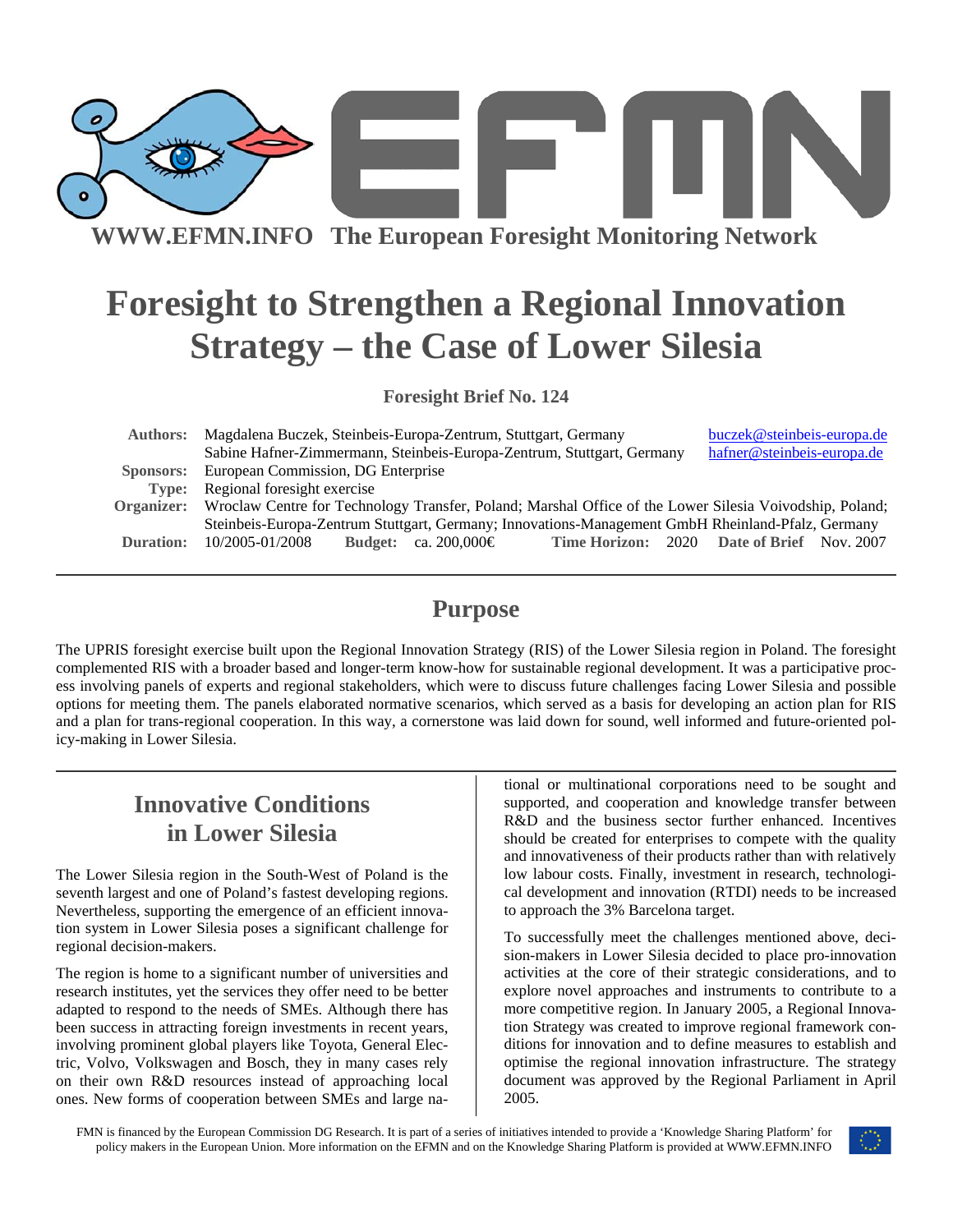**WWW.EFMN.INFO The European Foresight Monitoring Network**

# Foresight to Strengthen a Regional Innovation Strategy – the Case of Lower Silesia

**Foresight Brief No. 124**

| | |
|---|---|
| **Authors:** | Magdalena Buczek, Steinbeis-Europa-Zentrum, Stuttgart, Germany buczek@steinbeis-europa.de<br>Sabine Hafner-Zimmermann, Steinbeis-Europa-Zentrum, Stuttgart, Germany hafner@steinbeis-europa.de |
| **Sponsors:** | European Commission, DG Enterprise |
| **Type:** | Regional foresight exercise |
| **Organizer:** | Wroclaw Centre for Technology Transfer, Poland; Marshal Office of the Lower Silesia Voivodship, Poland; Steinbeis-Europa-Zentrum Stuttgart, Germany; Innovations-Management GmbH Rheinland-Pfalz, Germany |
| **Duration:** | 10/2005-01/2008 **Budget:** ca. 200,000€ **Time Horizon:** 2020 **Date of Brief** Nov. 2007 |

## Purpose

The UPRIS foresight exercise built upon the Regional Innovation Strategy (RIS) of the Lower Silesia region in Poland. The foresight complemented RIS with a broader based and longer-term know-how for sustainable regional development. It was a participative process involving panels of experts and regional stakeholders, which were to discuss future challenges facing Lower Silesia and possible options for meeting them. The panels elaborated normative scenarios, which served as a basis for developing an action plan for RIS and a plan for trans-regional cooperation. In this way, a cornerstone was laid down for sound, well informed and future-oriented policy-making in Lower Silesia.

## Innovative Conditions in Lower Silesia

The Lower Silesia region in the South-West of Poland is the seventh largest and one of Poland's fastest developing regions. Nevertheless, supporting the emergence of an efficient innovation system in Lower Silesia poses a significant challenge for regional decision-makers.

The region is home to a significant number of universities and research institutes, yet the services they offer need to be better adapted to respond to the needs of SMEs. Although there has been success in attracting foreign investments in recent years, involving prominent global players like Toyota, General Electric, Volvo, Volkswagen and Bosch, they in many cases rely on their own R&D resources instead of approaching local ones. New forms of cooperation between SMEs and large national or multinational corporations need to be sought and supported, and cooperation and knowledge transfer between R&D and the business sector further enhanced. Incentives should be created for enterprises to compete with the quality and innovativeness of their products rather than with relatively low labour costs. Finally, investment in research, technological development and innovation (RTDI) needs to be increased to approach the 3% Barcelona target.

To successfully meet the challenges mentioned above, decision-makers in Lower Silesia decided to place pro-innovation activities at the core of their strategic considerations, and to explore novel approaches and instruments to contribute to a more competitive region. In January 2005, a Regional Innovation Strategy was created to improve regional framework conditions for innovation and to define measures to establish and optimise the regional innovation infrastructure. The strategy document was approved by the Regional Parliament in April 2005.

FMN is financed by the European Commission DG Research. It is part of a series of initiatives intended to provide a 'Knowledge Sharing Platform' for policy makers in the European Union. More information on the EFMN and on the Knowledge Sharing Platform is provided at WWW.EFMN.INFO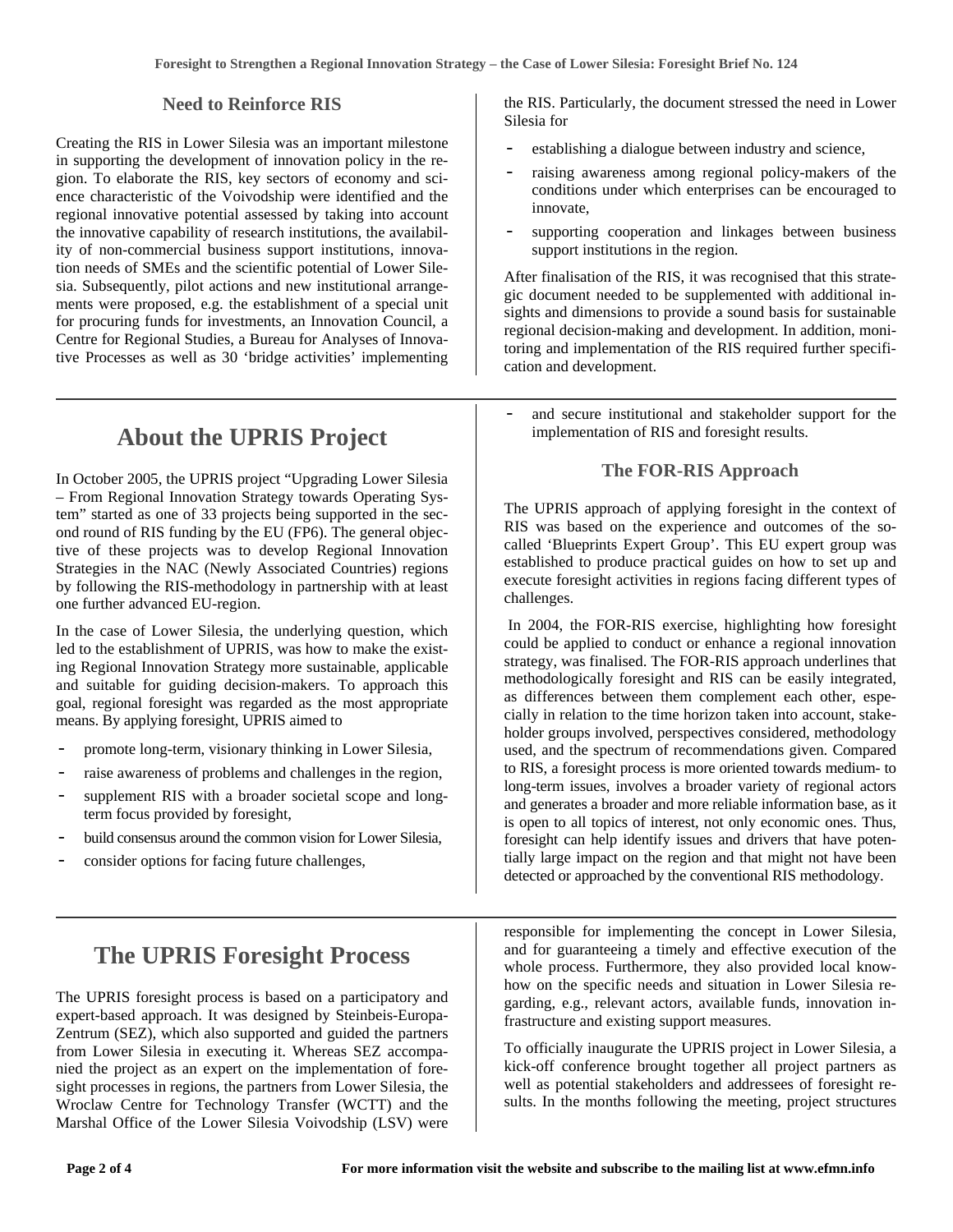### Need to Reinforce RIS

Creating the RIS in Lower Silesia was an important milestone in supporting the development of innovation policy in the region. To elaborate the RIS, key sectors of economy and science characteristic of the Voivodship were identified and the regional innovative potential assessed by taking into account the innovative capability of research institutions, the availability of non-commercial business support institutions, innovation needs of SMEs and the scientific potential of Lower Silesia. Subsequently, pilot actions and new institutional arrangements were proposed, e.g. the establishment of a special unit for procuring funds for investments, an Innovation Council, a Centre for Regional Studies, a Bureau for Analyses of Innovative Processes as well as 30 'bridge activities' implementing the RIS. Particularly, the document stressed the need in Lower Silesia for

- establishing a dialogue between industry and science,
- raising awareness among regional policy-makers of the conditions under which enterprises can be encouraged to innovate,
- supporting cooperation and linkages between business support institutions in the region.

After finalisation of the RIS, it was recognised that this strategic document needed to be supplemented with additional insights and dimensions to provide a sound basis for sustainable regional decision-making and development. In addition, monitoring and implementation of the RIS required further specification and development.

## About the UPRIS Project

In October 2005, the UPRIS project "Upgrading Lower Silesia – From Regional Innovation Strategy towards Operating System" started as one of 33 projects being supported in the second round of RIS funding by the EU (FP6). The general objective of these projects was to develop Regional Innovation Strategies in the NAC (Newly Associated Countries) regions by following the RIS-methodology in partnership with at least one further advanced EU-region.

In the case of Lower Silesia, the underlying question, which led to the establishment of UPRIS, was how to make the existing Regional Innovation Strategy more sustainable, applicable and suitable for guiding decision-makers. To approach this goal, regional foresight was regarded as the most appropriate means. By applying foresight, UPRIS aimed to

- promote long-term, visionary thinking in Lower Silesia,
- raise awareness of problems and challenges in the region,
- supplement RIS with a broader societal scope and long-term focus provided by foresight,
- build consensus around the common vision for Lower Silesia,
- consider options for facing future challenges,
- and secure institutional and stakeholder support for the implementation of RIS and foresight results.

### The FOR-RIS Approach

The UPRIS approach of applying foresight in the context of RIS was based on the experience and outcomes of the so-called 'Blueprints Expert Group'. This EU expert group was established to produce practical guides on how to set up and execute foresight activities in regions facing different types of challenges.

In 2004, the FOR-RIS exercise, highlighting how foresight could be applied to conduct or enhance a regional innovation strategy, was finalised. The FOR-RIS approach underlines that methodologically foresight and RIS can be easily integrated, as differences between them complement each other, especially in relation to the time horizon taken into account, stakeholder groups involved, perspectives considered, methodology used, and the spectrum of recommendations given. Compared to RIS, a foresight process is more oriented towards medium- to long-term issues, involves a broader variety of regional actors and generates a broader and more reliable information base, as it is open to all topics of interest, not only economic ones. Thus, foresight can help identify issues and drivers that have potentially large impact on the region and that might not have been detected or approached by the conventional RIS methodology.

## The UPRIS Foresight Process

The UPRIS foresight process is based on a participatory and expert-based approach. It was designed by Steinbeis-Europa-Zentrum (SEZ), which also supported and guided the partners from Lower Silesia in executing it. Whereas SEZ accompanied the project as an expert on the implementation of foresight processes in regions, the partners from Lower Silesia, the Wroclaw Centre for Technology Transfer (WCTT) and the Marshal Office of the Lower Silesia Voivodship (LSV) were responsible for implementing the concept in Lower Silesia, and for guaranteeing a timely and effective execution of the whole process. Furthermore, they also provided local know-how on the specific needs and situation in Lower Silesia regarding, e.g., relevant actors, available funds, innovation infrastructure and existing support measures.

To officially inaugurate the UPRIS project in Lower Silesia, a kick-off conference brought together all project partners as well as potential stakeholders and addressees of foresight results. In the months following the meeting, project structures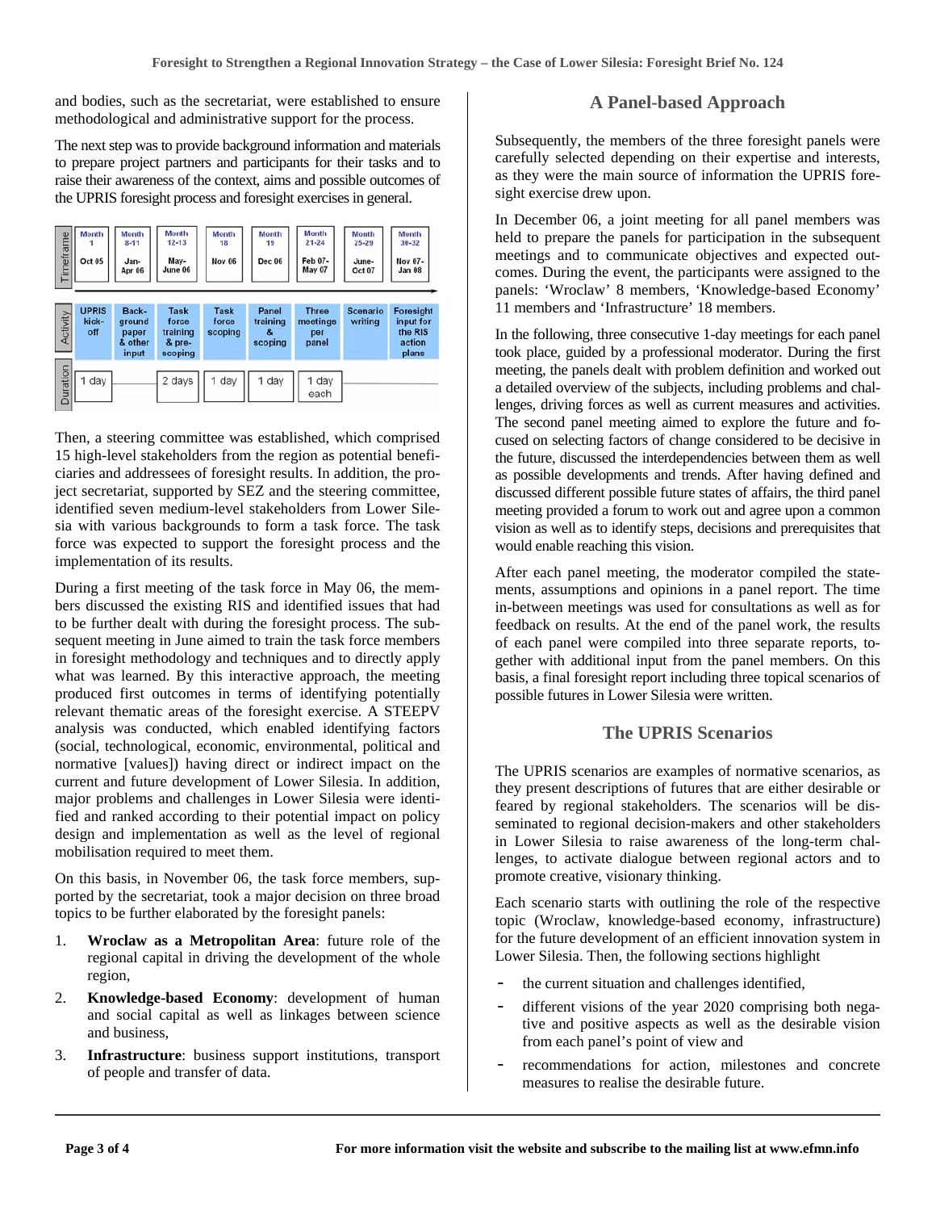and bodies, such as the secretariat, were established to ensure methodological and administrative support for the process.

The next step was to provide background information and materials to prepare project partners and participants for their tasks and to raise their awareness of the context, aims and possible outcomes of the UPRIS foresight process and foresight exercises in general.

| Timeframe | Month 1 Oct 05 | Month 8-11 Jan-Apr 06 | Month 12-13 May-June 06 | Month 18 Nov 06 | Month 19 Dec 06 | Month 21-24 Feb 07-May 07 | Month 25-29 June-Oct 07 | Month 30-32 Nov 07-Jan 08 |
|---|---|---|---|---|---|---|---|---|
| Activity | UPRIS kick-off | Back-ground paper & other input | Task force training & pre-scoping | Task force scoping | Panel training & scoping | Three meetings per panel | Scenario writing | Foresight input for the RIS action plans |
| Duration | 1 day | | 2 days | 1 day | 1 day | 1 day each | | |

Then, a steering committee was established, which comprised 15 high-level stakeholders from the region as potential beneficiaries and addressees of foresight results. In addition, the project secretariat, supported by SEZ and the steering committee, identified seven medium-level stakeholders from Lower Silesia with various backgrounds to form a task force. The task force was expected to support the foresight process and the implementation of its results.

During a first meeting of the task force in May 06, the members discussed the existing RIS and identified issues that had to be further dealt with during the foresight process. The subsequent meeting in June aimed to train the task force members in foresight methodology and techniques and to directly apply what was learned. By this interactive approach, the meeting produced first outcomes in terms of identifying potentially relevant thematic areas of the foresight exercise. A STEEPV analysis was conducted, which enabled identifying factors (social, technological, economic, environmental, political and normative [values]) having direct or indirect impact on the current and future development of Lower Silesia. In addition, major problems and challenges in Lower Silesia were identified and ranked according to their potential impact on policy design and implementation as well as the level of regional mobilisation required to meet them.

On this basis, in November 06, the task force members, supported by the secretariat, took a major decision on three broad topics to be further elaborated by the foresight panels:

1. **Wroclaw as a Metropolitan Area**: future role of the regional capital in driving the development of the whole region,
2. **Knowledge-based Economy**: development of human and social capital as well as linkages between science and business,
3. **Infrastructure**: business support institutions, transport of people and transfer of data.

## A Panel-based Approach

Subsequently, the members of the three foresight panels were carefully selected depending on their expertise and interests, as they were the main source of information the UPRIS foresight exercise drew upon.

In December 06, a joint meeting for all panel members was held to prepare the panels for participation in the subsequent meetings and to communicate objectives and expected outcomes. During the event, the participants were assigned to the panels: 'Wroclaw' 8 members, 'Knowledge-based Economy' 11 members and 'Infrastructure' 18 members.

In the following, three consecutive 1-day meetings for each panel took place, guided by a professional moderator. During the first meeting, the panels dealt with problem definition and worked out a detailed overview of the subjects, including problems and challenges, driving forces as well as current measures and activities. The second panel meeting aimed to explore the future and focused on selecting factors of change considered to be decisive in the future, discussed the interdependencies between them as well as possible developments and trends. After having defined and discussed different possible future states of affairs, the third panel meeting provided a forum to work out and agree upon a common vision as well as to identify steps, decisions and prerequisites that would enable reaching this vision.

After each panel meeting, the moderator compiled the statements, assumptions and opinions in a panel report. The time in-between meetings was used for consultations as well as for feedback on results. At the end of the panel work, the results of each panel were compiled into three separate reports, together with additional input from the panel members. On this basis, a final foresight report including three topical scenarios of possible futures in Lower Silesia were written.

## The UPRIS Scenarios

The UPRIS scenarios are examples of normative scenarios, as they present descriptions of futures that are either desirable or feared by regional stakeholders. The scenarios will be disseminated to regional decision-makers and other stakeholders in Lower Silesia to raise awareness of the long-term challenges, to activate dialogue between regional actors and to promote creative, visionary thinking.

Each scenario starts with outlining the role of the respective topic (Wroclaw, knowledge-based economy, infrastructure) for the future development of an efficient innovation system in Lower Silesia. Then, the following sections highlight

- the current situation and challenges identified,
- different visions of the year 2020 comprising both negative and positive aspects as well as the desirable vision from each panel's point of view and
- recommendations for action, milestones and concrete measures to realise the desirable future.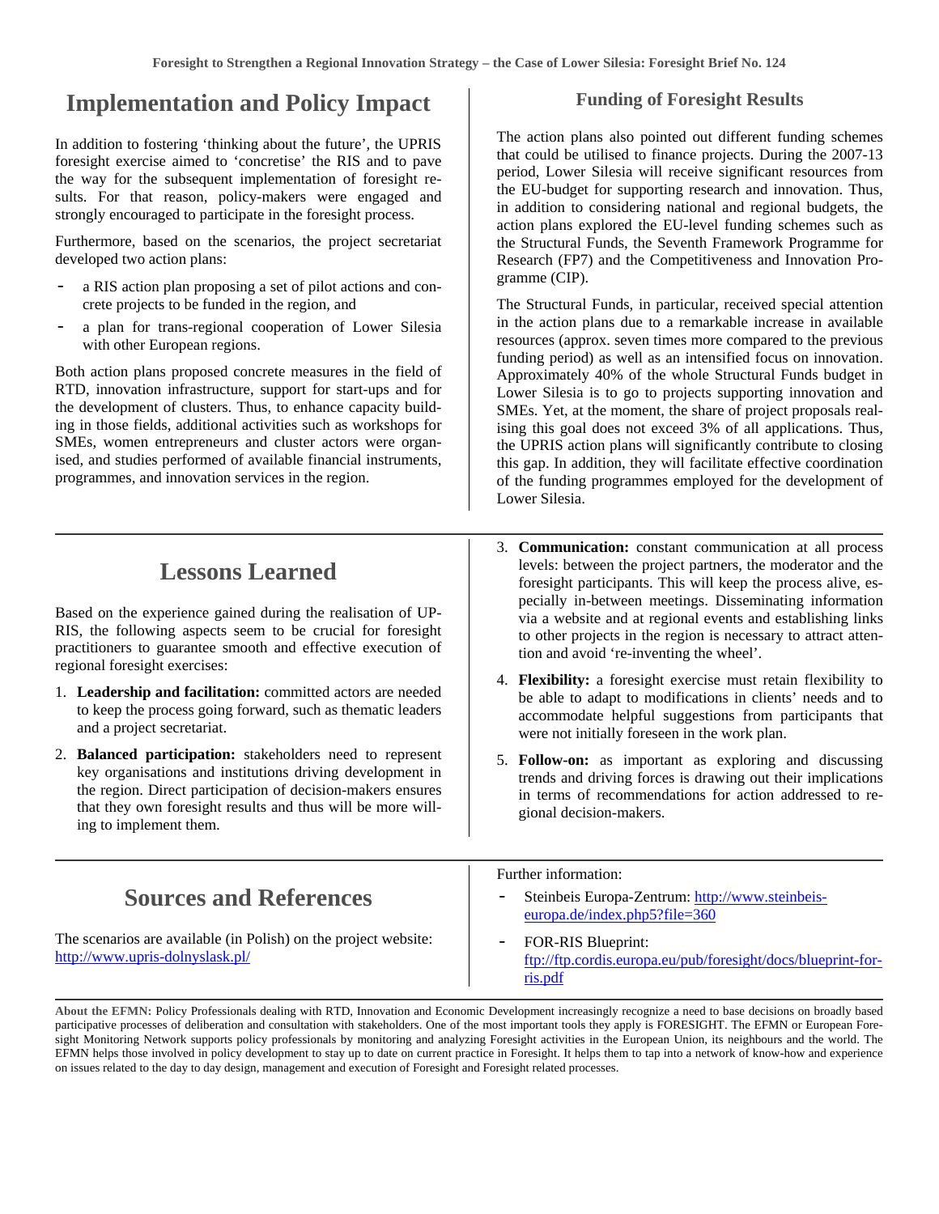## Implementation and Policy Impact

In addition to fostering 'thinking about the future', the UPRIS foresight exercise aimed to 'concretise' the RIS and to pave the way for the subsequent implementation of foresight results. For that reason, policy-makers were engaged and strongly encouraged to participate in the foresight process.

Furthermore, based on the scenarios, the project secretariat developed two action plans:

- a RIS action plan proposing a set of pilot actions and concrete projects to be funded in the region, and
- a plan for trans-regional cooperation of Lower Silesia with other European regions.

Both action plans proposed concrete measures in the field of RTD, innovation infrastructure, support for start-ups and for the development of clusters. Thus, to enhance capacity building in those fields, additional activities such as workshops for SMEs, women entrepreneurs and cluster actors were organised, and studies performed of available financial instruments, programmes, and innovation services in the region.

### Funding of Foresight Results

The action plans also pointed out different funding schemes that could be utilised to finance projects. During the 2007-13 period, Lower Silesia will receive significant resources from the EU-budget for supporting research and innovation. Thus, in addition to considering national and regional budgets, the action plans explored the EU-level funding schemes such as the Structural Funds, the Seventh Framework Programme for Research (FP7) and the Competitiveness and Innovation Programme (CIP).

The Structural Funds, in particular, received special attention in the action plans due to a remarkable increase in available resources (approx. seven times more compared to the previous funding period) as well as an intensified focus on innovation. Approximately 40% of the whole Structural Funds budget in Lower Silesia is to go to projects supporting innovation and SMEs. Yet, at the moment, the share of project proposals realising this goal does not exceed 3% of all applications. Thus, the UPRIS action plans will significantly contribute to closing this gap. In addition, they will facilitate effective coordination of the funding programmes employed for the development of Lower Silesia.

## Lessons Learned

Based on the experience gained during the realisation of UPRIS, the following aspects seem to be crucial for foresight practitioners to guarantee smooth and effective execution of regional foresight exercises:

1. **Leadership and facilitation:** committed actors are needed to keep the process going forward, such as thematic leaders and a project secretariat.
2. **Balanced participation:** stakeholders need to represent key organisations and institutions driving development in the region. Direct participation of decision-makers ensures that they own foresight results and thus will be more willing to implement them.
3. **Communication:** constant communication at all process levels: between the project partners, the moderator and the foresight participants. This will keep the process alive, especially in-between meetings. Disseminating information via a website and at regional events and establishing links to other projects in the region is necessary to attract attention and avoid 're-inventing the wheel'.
4. **Flexibility:** a foresight exercise must retain flexibility to be able to adapt to modifications in clients' needs and to accommodate helpful suggestions from participants that were not initially foreseen in the work plan.
5. **Follow-on:** as important as exploring and discussing trends and driving forces is drawing out their implications in terms of recommendations for action addressed to regional decision-makers.

## Sources and References

The scenarios are available (in Polish) on the project website: http://www.upris-dolnyslask.pl/

Further information:

- Steinbeis Europa-Zentrum: http://www.steinbeis-europa.de/index.php5?file=360
- FOR-RIS Blueprint: ftp://ftp.cordis.europa.eu/pub/foresight/docs/blueprint-for-ris.pdf

**About the EFMN:** Policy Professionals dealing with RTD, Innovation and Economic Development increasingly recognize a need to base decisions on broadly based participative processes of deliberation and consultation with stakeholders. One of the most important tools they apply is FORESIGHT. The EFMN or European Foresight Monitoring Network supports policy professionals by monitoring and analyzing Foresight activities in the European Union, its neighbours and the world. The EFMN helps those involved in policy development to stay up to date on current practice in Foresight. It helps them to tap into a network of know-how and experience on issues related to the day to day design, management and execution of Foresight and Foresight related processes.